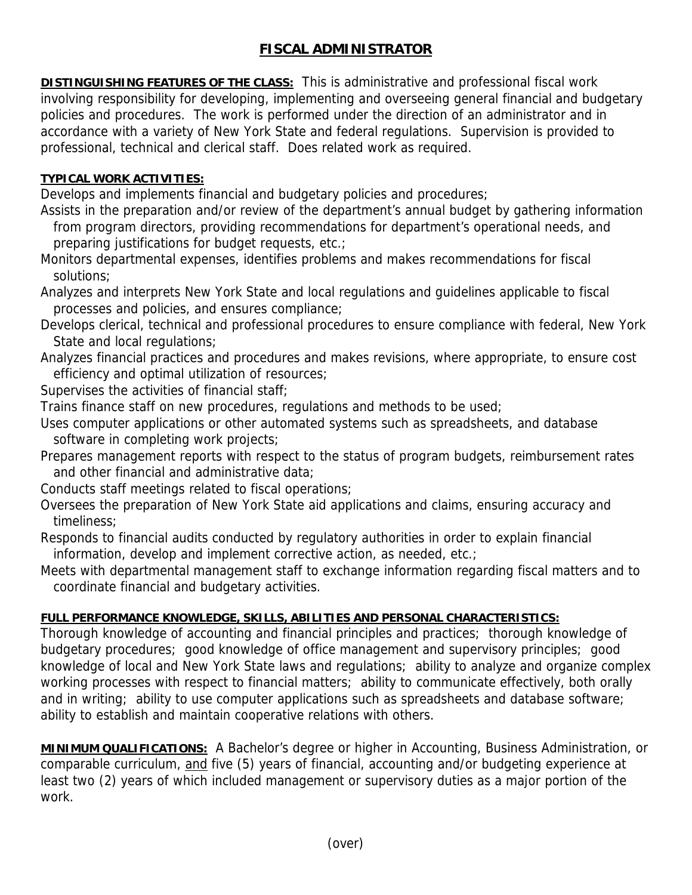# FISCAL ADMINISTRATOR

**DISTINGUISHING FEATURES OF THE CLASS:** This is administrative and professional fiscal work involving responsibility for developing, implementing and overseeing general financial and budgetary policies and procedures. The work is performed under the direction of an administrator and in accordance with a variety of New York State and federal regulations. Supervision is provided to professional, technical and clerical staff. Does related work as required.

**TYPICAL WORK ACTIVITIES:**

Develops and implements financial and budgetary policies and procedures;

Assists in the preparation and/or review of the department's annual budget by gathering information from program directors, providing recommendations for department's operational needs, and preparing justifications for budget requests, etc.;

Monitors departmental expenses, identifies problems and makes recommendations for fiscal solutions;

Analyzes and interprets New York State and local regulations and guidelines applicable to fiscal processes and policies, and ensures compliance;

Develops clerical, technical and professional procedures to ensure compliance with federal, New York State and local regulations;

Analyzes financial practices and procedures and makes revisions, where appropriate, to ensure cost efficiency and optimal utilization of resources;

Supervises the activities of financial staff;

Trains finance staff on new procedures, regulations and methods to be used;

Uses computer applications or other automated systems such as spreadsheets, and database software in completing work projects;

Prepares management reports with respect to the status of program budgets, reimbursement rates and other financial and administrative data;

Conducts staff meetings related to fiscal operations;

Oversees the preparation of New York State aid applications and claims, ensuring accuracy and timeliness;

Responds to financial audits conducted by regulatory authorities in order to explain financial information, develop and implement corrective action, as needed, etc.;

Meets with departmental management staff to exchange information regarding fiscal matters and to coordinate financial and budgetary activities.

**FULL PERFORMANCE KNOWLEDGE, SKILLS, ABILITIES AND PERSONAL CHARACTERISTICS:**

Thorough knowledge of accounting and financial principles and practices; thorough knowledge of budgetary procedures; good knowledge of office management and supervisory principles; good knowledge of local and New York State laws and regulations; ability to analyze and organize complex working processes with respect to financial matters; ability to communicate effectively, both orally and in writing; ability to use computer applications such as spreadsheets and database software; ability to establish and maintain cooperative relations with others.

**MINIMUM QUALIFICATIONS:** A Bachelor's degree or higher in Accounting, Business Administration, or comparable curriculum, and five (5) years of financial, accounting and/or budgeting experience at least two (2) years of which included management or supervisory duties as a major portion of the work.

(over)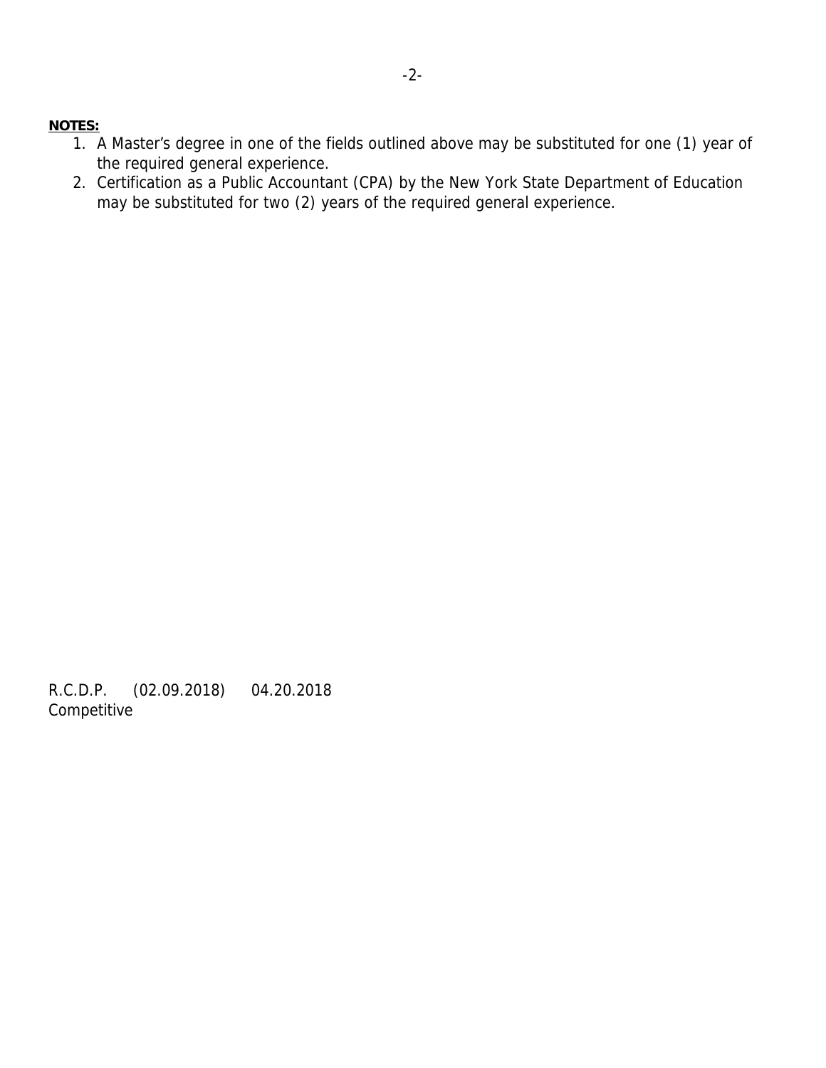**NOTES:**

1. A Master's degree in one of the fields outlined above may be substituted for one (1) year of the required general experience.
2. Certification as a Public Accountant (CPA) by the New York State Department of Education may be substituted for two (2) years of the required general experience.

R.C.D.P. (02.09.2018) 04.20.2018
Competitive